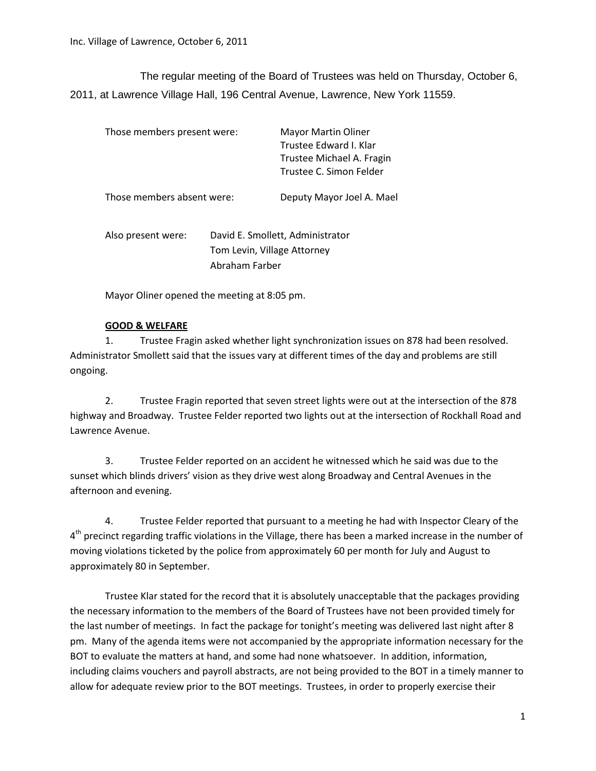The regular meeting of the Board of Trustees was held on Thursday, October 6, 2011, at Lawrence Village Hall, 196 Central Avenue, Lawrence, New York 11559.

| | |
|---|---|
| Those members present were: | Mayor Martin Oliner<br>Trustee Edward I. Klar<br>Trustee Michael A. Fragin<br>Trustee C. Simon Felder |
| Those members absent were: | Deputy Mayor Joel A. Mael |

| | |
|---|---|
| Also present were: | David E. Smollett, Administrator<br>Tom Levin, Village Attorney<br>Abraham Farber |

Mayor Oliner opened the meeting at 8:05 pm.

**GOOD & WELFARE**

1. Trustee Fragin asked whether light synchronization issues on 878 had been resolved. Administrator Smollett said that the issues vary at different times of the day and problems are still ongoing.

2. Trustee Fragin reported that seven street lights were out at the intersection of the 878 highway and Broadway. Trustee Felder reported two lights out at the intersection of Rockhall Road and Lawrence Avenue.

3. Trustee Felder reported on an accident he witnessed which he said was due to the sunset which blinds drivers' vision as they drive west along Broadway and Central Avenues in the afternoon and evening.

4. Trustee Felder reported that pursuant to a meeting he had with Inspector Cleary of the 4th precinct regarding traffic violations in the Village, there has been a marked increase in the number of moving violations ticketed by the police from approximately 60 per month for July and August to approximately 80 in September.

Trustee Klar stated for the record that it is absolutely unacceptable that the packages providing the necessary information to the members of the Board of Trustees have not been provided timely for the last number of meetings. In fact the package for tonight's meeting was delivered last night after 8 pm. Many of the agenda items were not accompanied by the appropriate information necessary for the BOT to evaluate the matters at hand, and some had none whatsoever. In addition, information, including claims vouchers and payroll abstracts, are not being provided to the BOT in a timely manner to allow for adequate review prior to the BOT meetings. Trustees, in order to properly exercise their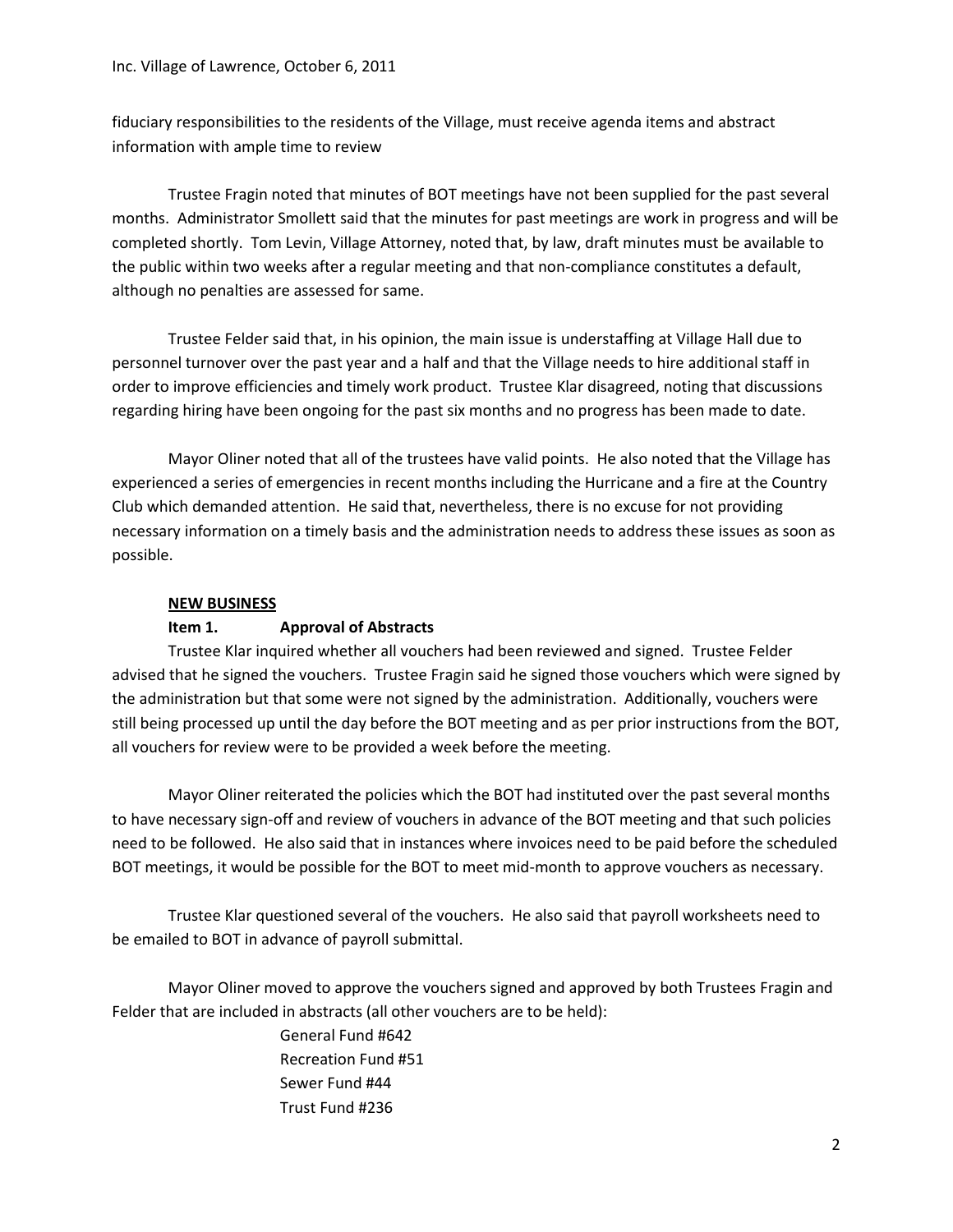fiduciary responsibilities to the residents of the Village, must receive agenda items and abstract information with ample time to review

Trustee Fragin noted that minutes of BOT meetings have not been supplied for the past several months. Administrator Smollett said that the minutes for past meetings are work in progress and will be completed shortly. Tom Levin, Village Attorney, noted that, by law, draft minutes must be available to the public within two weeks after a regular meeting and that non-compliance constitutes a default, although no penalties are assessed for same.

Trustee Felder said that, in his opinion, the main issue is understaffing at Village Hall due to personnel turnover over the past year and a half and that the Village needs to hire additional staff in order to improve efficiencies and timely work product. Trustee Klar disagreed, noting that discussions regarding hiring have been ongoing for the past six months and no progress has been made to date.

Mayor Oliner noted that all of the trustees have valid points. He also noted that the Village has experienced a series of emergencies in recent months including the Hurricane and a fire at the Country Club which demanded attention. He said that, nevertheless, there is no excuse for not providing necessary information on a timely basis and the administration needs to address these issues as soon as possible.

**NEW BUSINESS**

**Item 1. Approval of Abstracts**

Trustee Klar inquired whether all vouchers had been reviewed and signed. Trustee Felder advised that he signed the vouchers. Trustee Fragin said he signed those vouchers which were signed by the administration but that some were not signed by the administration. Additionally, vouchers were still being processed up until the day before the BOT meeting and as per prior instructions from the BOT, all vouchers for review were to be provided a week before the meeting.

Mayor Oliner reiterated the policies which the BOT had instituted over the past several months to have necessary sign-off and review of vouchers in advance of the BOT meeting and that such policies need to be followed. He also said that in instances where invoices need to be paid before the scheduled BOT meetings, it would be possible for the BOT to meet mid-month to approve vouchers as necessary.

Trustee Klar questioned several of the vouchers. He also said that payroll worksheets need to be emailed to BOT in advance of payroll submittal.

Mayor Oliner moved to approve the vouchers signed and approved by both Trustees Fragin and Felder that are included in abstracts (all other vouchers are to be held):

General Fund #642
Recreation Fund #51
Sewer Fund #44
Trust Fund #236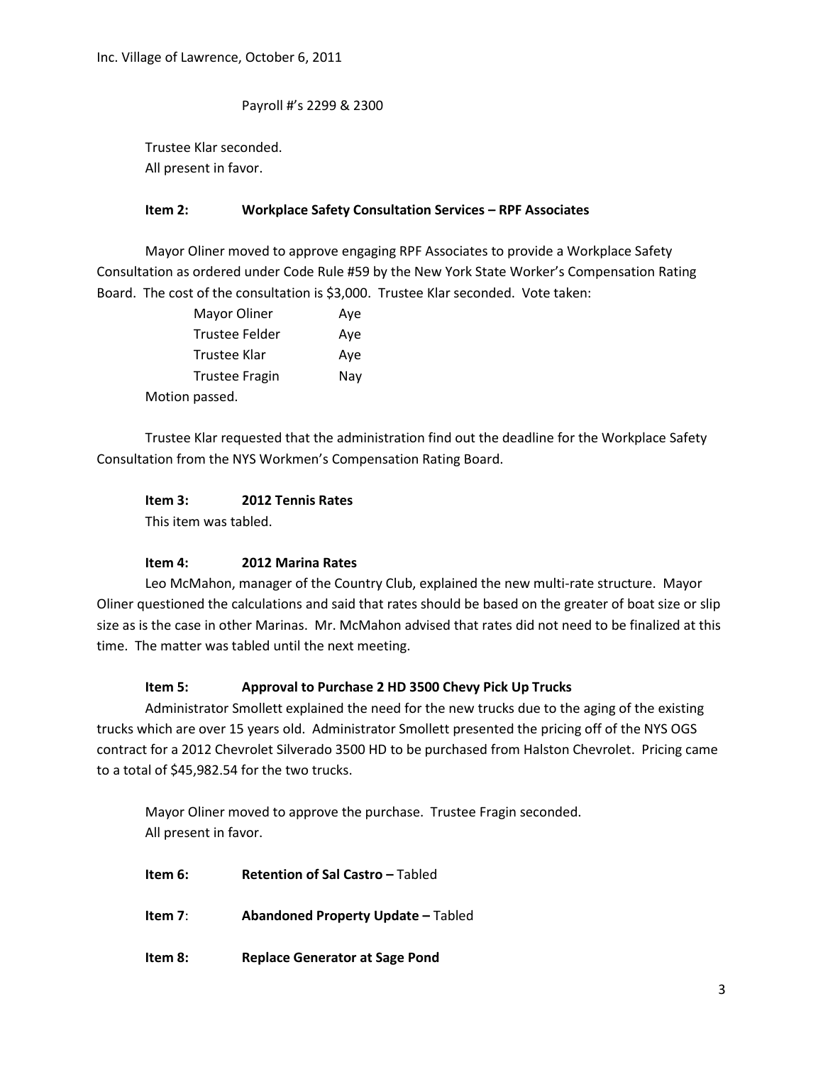Payroll #'s 2299 & 2300

Trustee Klar seconded.
All present in favor.

**Item 2: Workplace Safety Consultation Services – RPF Associates**

Mayor Oliner moved to approve engaging RPF Associates to provide a Workplace Safety Consultation as ordered under Code Rule #59 by the New York State Worker's Compensation Rating Board. The cost of the consultation is $3,000. Trustee Klar seconded. Vote taken:

| | |
|---|---|
| Mayor Oliner | Aye |
| Trustee Felder | Aye |
| Trustee Klar | Aye |
| Trustee Fragin | Nay |

Motion passed.

Trustee Klar requested that the administration find out the deadline for the Workplace Safety Consultation from the NYS Workmen's Compensation Rating Board.

**Item 3: 2012 Tennis Rates**

This item was tabled.

**Item 4: 2012 Marina Rates**

Leo McMahon, manager of the Country Club, explained the new multi-rate structure. Mayor Oliner questioned the calculations and said that rates should be based on the greater of boat size or slip size as is the case in other Marinas. Mr. McMahon advised that rates did not need to be finalized at this time. The matter was tabled until the next meeting.

**Item 5: Approval to Purchase 2 HD 3500 Chevy Pick Up Trucks**

Administrator Smollett explained the need for the new trucks due to the aging of the existing trucks which are over 15 years old. Administrator Smollett presented the pricing off of the NYS OGS contract for a 2012 Chevrolet Silverado 3500 HD to be purchased from Halston Chevrolet. Pricing came to a total of $45,982.54 for the two trucks.

Mayor Oliner moved to approve the purchase. Trustee Fragin seconded.
All present in favor.

**Item 6: Retention of Sal Castro –** Tabled

**Item 7: Abandoned Property Update –** Tabled

**Item 8: Replace Generator at Sage Pond**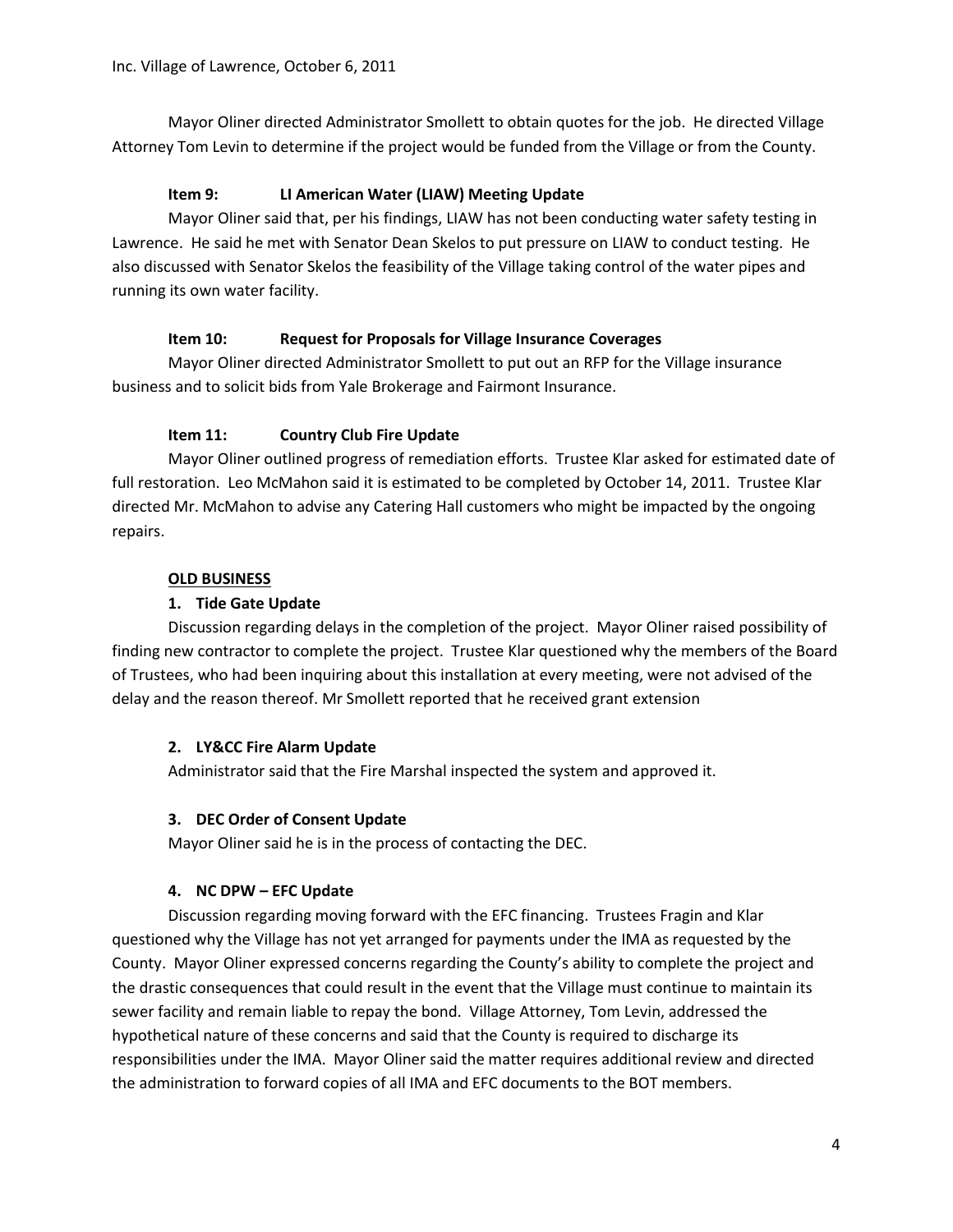Mayor Oliner directed Administrator Smollett to obtain quotes for the job. He directed Village Attorney Tom Levin to determine if the project would be funded from the Village or from the County.

**Item 9: LI American Water (LIAW) Meeting Update**

Mayor Oliner said that, per his findings, LIAW has not been conducting water safety testing in Lawrence. He said he met with Senator Dean Skelos to put pressure on LIAW to conduct testing. He also discussed with Senator Skelos the feasibility of the Village taking control of the water pipes and running its own water facility.

**Item 10: Request for Proposals for Village Insurance Coverages**

Mayor Oliner directed Administrator Smollett to put out an RFP for the Village insurance business and to solicit bids from Yale Brokerage and Fairmont Insurance.

**Item 11: Country Club Fire Update**

Mayor Oliner outlined progress of remediation efforts. Trustee Klar asked for estimated date of full restoration. Leo McMahon said it is estimated to be completed by October 14, 2011. Trustee Klar directed Mr. McMahon to advise any Catering Hall customers who might be impacted by the ongoing repairs.

**OLD BUSINESS**

**1. Tide Gate Update**

Discussion regarding delays in the completion of the project. Mayor Oliner raised possibility of finding new contractor to complete the project. Trustee Klar questioned why the members of the Board of Trustees, who had been inquiring about this installation at every meeting, were not advised of the delay and the reason thereof. Mr Smollett reported that he received grant extension

**2. LY&CC Fire Alarm Update**

Administrator said that the Fire Marshal inspected the system and approved it.

**3. DEC Order of Consent Update**

Mayor Oliner said he is in the process of contacting the DEC.

**4. NC DPW – EFC Update**

Discussion regarding moving forward with the EFC financing. Trustees Fragin and Klar questioned why the Village has not yet arranged for payments under the IMA as requested by the County. Mayor Oliner expressed concerns regarding the County's ability to complete the project and the drastic consequences that could result in the event that the Village must continue to maintain its sewer facility and remain liable to repay the bond. Village Attorney, Tom Levin, addressed the hypothetical nature of these concerns and said that the County is required to discharge its responsibilities under the IMA. Mayor Oliner said the matter requires additional review and directed the administration to forward copies of all IMA and EFC documents to the BOT members.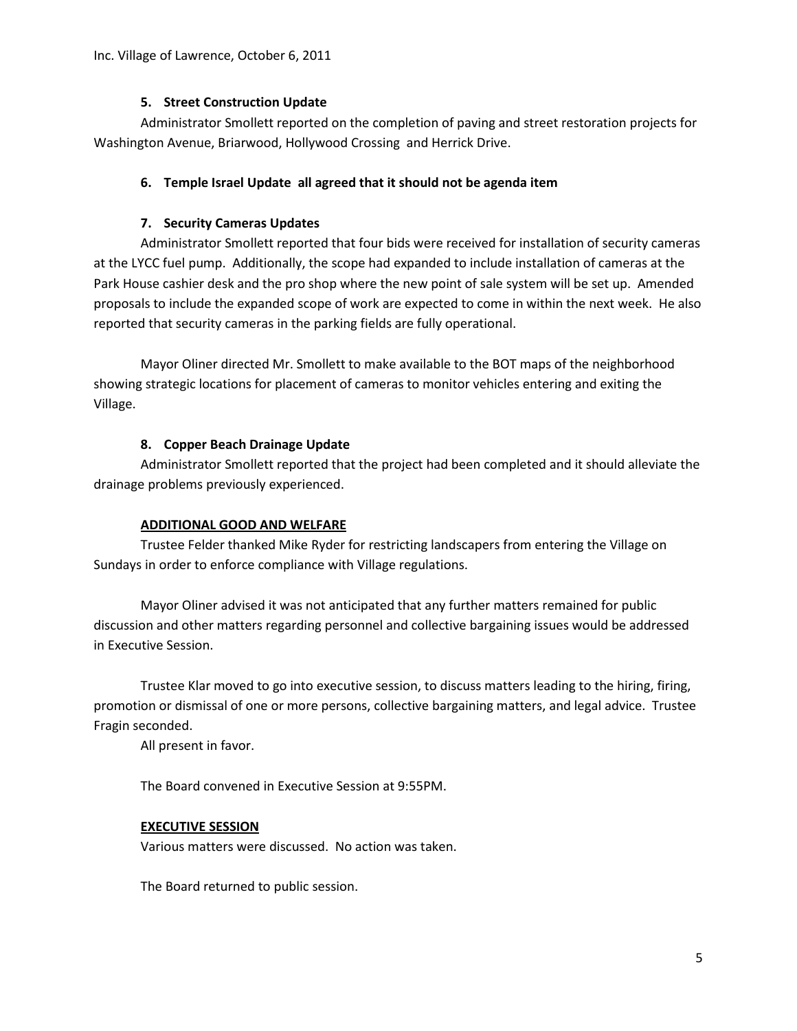### 5. Street Construction Update

Administrator Smollett reported on the completion of paving and street restoration projects for Washington Avenue, Briarwood, Hollywood Crossing and Herrick Drive.

### 6. Temple Israel Update all agreed that it should not be agenda item

### 7. Security Cameras Updates

Administrator Smollett reported that four bids were received for installation of security cameras at the LYCC fuel pump. Additionally, the scope had expanded to include installation of cameras at the Park House cashier desk and the pro shop where the new point of sale system will be set up. Amended proposals to include the expanded scope of work are expected to come in within the next week. He also reported that security cameras in the parking fields are fully operational.

Mayor Oliner directed Mr. Smollett to make available to the BOT maps of the neighborhood showing strategic locations for placement of cameras to monitor vehicles entering and exiting the Village.

### 8. Copper Beach Drainage Update

Administrator Smollett reported that the project had been completed and it should alleviate the drainage problems previously experienced.

**ADDITIONAL GOOD AND WELFARE**

Trustee Felder thanked Mike Ryder for restricting landscapers from entering the Village on Sundays in order to enforce compliance with Village regulations.

Mayor Oliner advised it was not anticipated that any further matters remained for public discussion and other matters regarding personnel and collective bargaining issues would be addressed in Executive Session.

Trustee Klar moved to go into executive session, to discuss matters leading to the hiring, firing, promotion or dismissal of one or more persons, collective bargaining matters, and legal advice. Trustee Fragin seconded.

All present in favor.

The Board convened in Executive Session at 9:55PM.

**EXECUTIVE SESSION**

Various matters were discussed. No action was taken.

The Board returned to public session.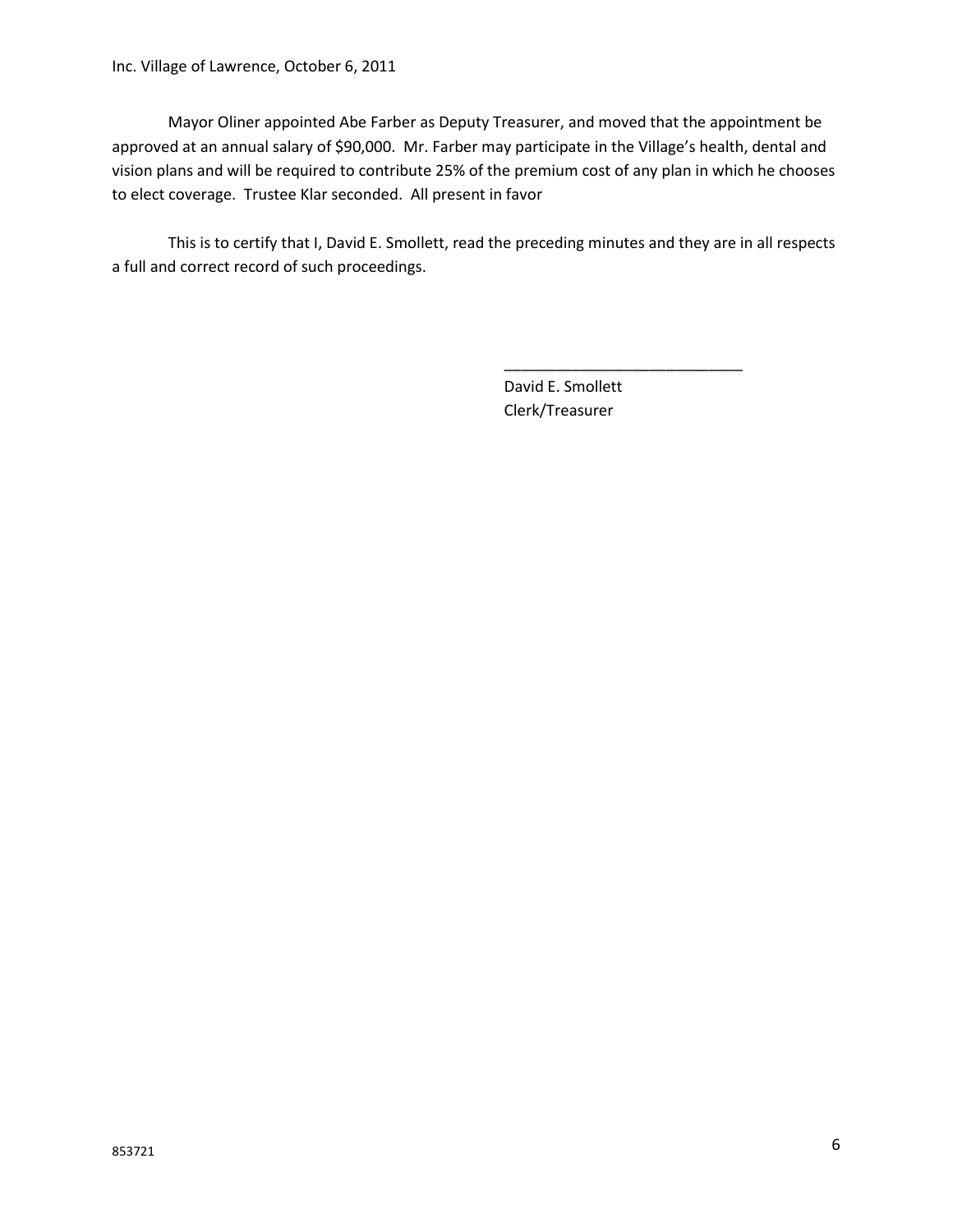Mayor Oliner appointed Abe Farber as Deputy Treasurer, and moved that the appointment be approved at an annual salary of $90,000. Mr. Farber may participate in the Village's health, dental and vision plans and will be required to contribute 25% of the premium cost of any plan in which he chooses to elect coverage. Trustee Klar seconded. All present in favor

This is to certify that I, David E. Smollett, read the preceding minutes and they are in all respects a full and correct record of such proceedings.

\_\_\_\_\_\_\_\_\_\_\_\_\_\_\_\_\_\_\_\_\_\_\_\_\_\_\_\_\_\_

David E. Smollett
Clerk/Treasurer

853721